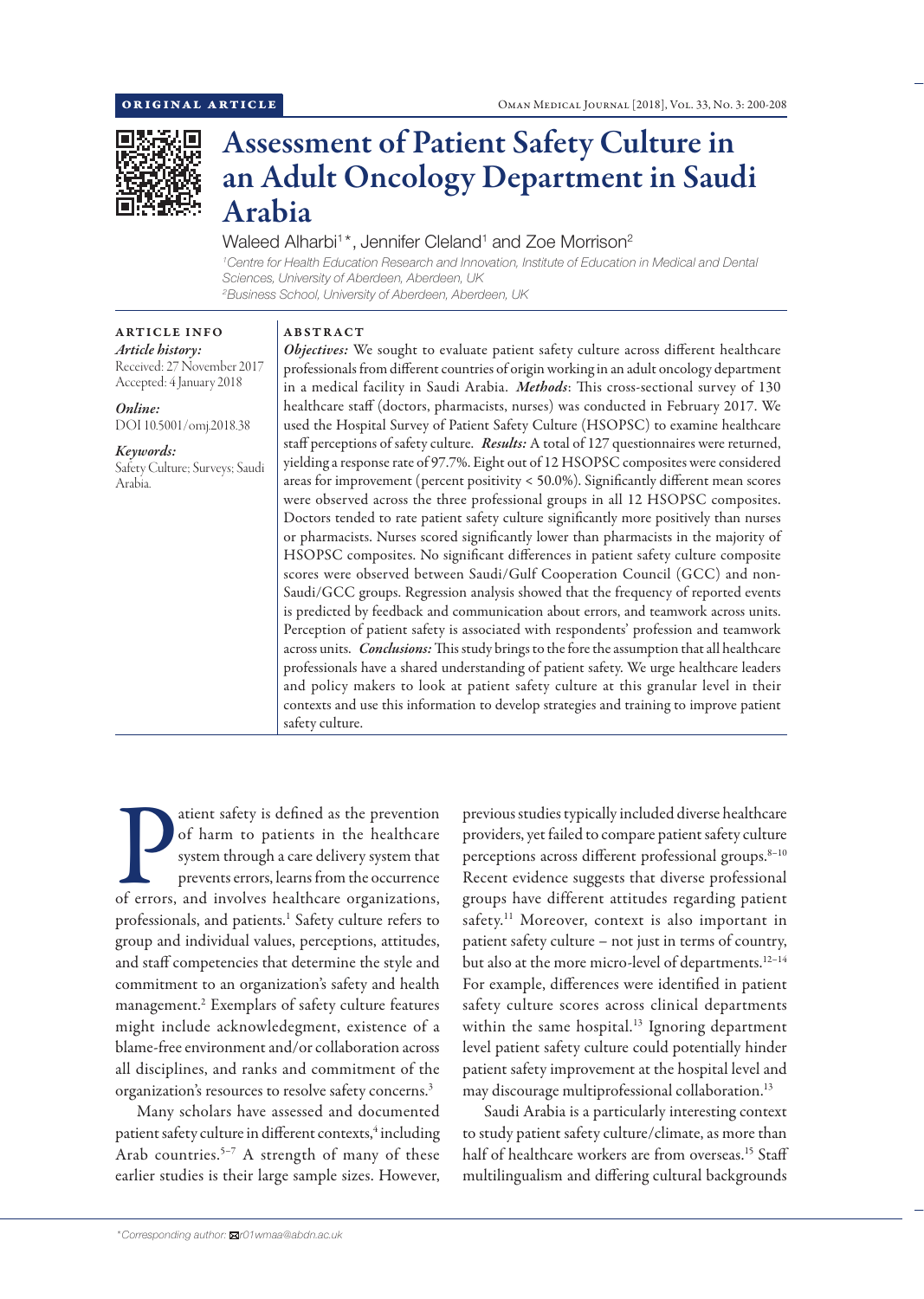ORIGINAL ARTICLE

# Assessment of Patient Safety Culture in an Adult Oncology Department in Saudi Arabia

Waleed Alharbi[1]*, Jennifer Cleland[1] and Zoe Morrison[2]

[1]Centre for Health Education Research and Innovation, Institute of Education in Medical and Dental Sciences, University of Aberdeen, Aberdeen, UK
[2]Business School, University of Aberdeen, Aberdeen, UK

**ARTICLE INFO**

*Article history:*
Received: 27 November 2017
Accepted: 4 January 2018

*Online:*
DOI 10.5001/omj.2018.38

*Keywords:*
Safety Culture; Surveys; Saudi Arabia.

**ABSTRACT**

***Objectives:*** We sought to evaluate patient safety culture across different healthcare professionals from different countries of origin working in an adult oncology department in a medical facility in Saudi Arabia. ***Methods***: This cross-sectional survey of 130 healthcare staff (doctors, pharmacists, nurses) was conducted in February 2017. We used the Hospital Survey of Patient Safety Culture (HSOPSC) to examine healthcare staff perceptions of safety culture. ***Results:*** A total of 127 questionnaires were returned, yielding a response rate of 97.7%. Eight out of 12 HSOPSC composites were considered areas for improvement (percent positivity < 50.0%). Significantly different mean scores were observed across the three professional groups in all 12 HSOPSC composites. Doctors tended to rate patient safety culture significantly more positively than nurses or pharmacists. Nurses scored significantly lower than pharmacists in the majority of HSOPSC composites. No significant differences in patient safety culture composite scores were observed between Saudi/Gulf Cooperation Council (GCC) and non-Saudi/GCC groups. Regression analysis showed that the frequency of reported events is predicted by feedback and communication about errors, and teamwork across units. Perception of patient safety is associated with respondents' profession and teamwork across units. ***Conclusions:*** This study brings to the fore the assumption that all healthcare professionals have a shared understanding of patient safety. We urge healthcare leaders and policy makers to look at patient safety culture at this granular level in their contexts and use this information to develop strategies and training to improve patient safety culture.

Patient safety is defined as the prevention of harm to patients in the healthcare system through a care delivery system that prevents errors, learns from the occurrence of errors, and involves healthcare organizations, professionals, and patients.[1] Safety culture refers to group and individual values, perceptions, attitudes, and staff competencies that determine the style and commitment to an organization's safety and health management.[2] Exemplars of safety culture features might include acknowledgement, existence of a blame-free environment and/or collaboration across all disciplines, and ranks and commitment of the organization's resources to resolve safety concerns.[3]

Many scholars have assessed and documented patient safety culture in different contexts,[4] including Arab countries.[5–7] A strength of many of these earlier studies is their large sample sizes. However, previous studies typically included diverse healthcare providers, yet failed to compare patient safety culture perceptions across different professional groups.[8–10] Recent evidence suggests that diverse professional groups have different attitudes regarding patient safety.[11] Moreover, context is also important in patient safety culture – not just in terms of country, but also at the more micro-level of departments.[12–14] For example, differences were identified in patient safety culture scores across clinical departments within the same hospital.[13] Ignoring department level patient safety culture could potentially hinder patient safety improvement at the hospital level and may discourage multiprofessional collaboration.[13]

Saudi Arabia is a particularly interesting context to study patient safety culture/climate, as more than half of healthcare workers are from overseas.[15] Staff multilingualism and differing cultural backgrounds

*Corresponding author: r01wmaa@abdn.ac.uk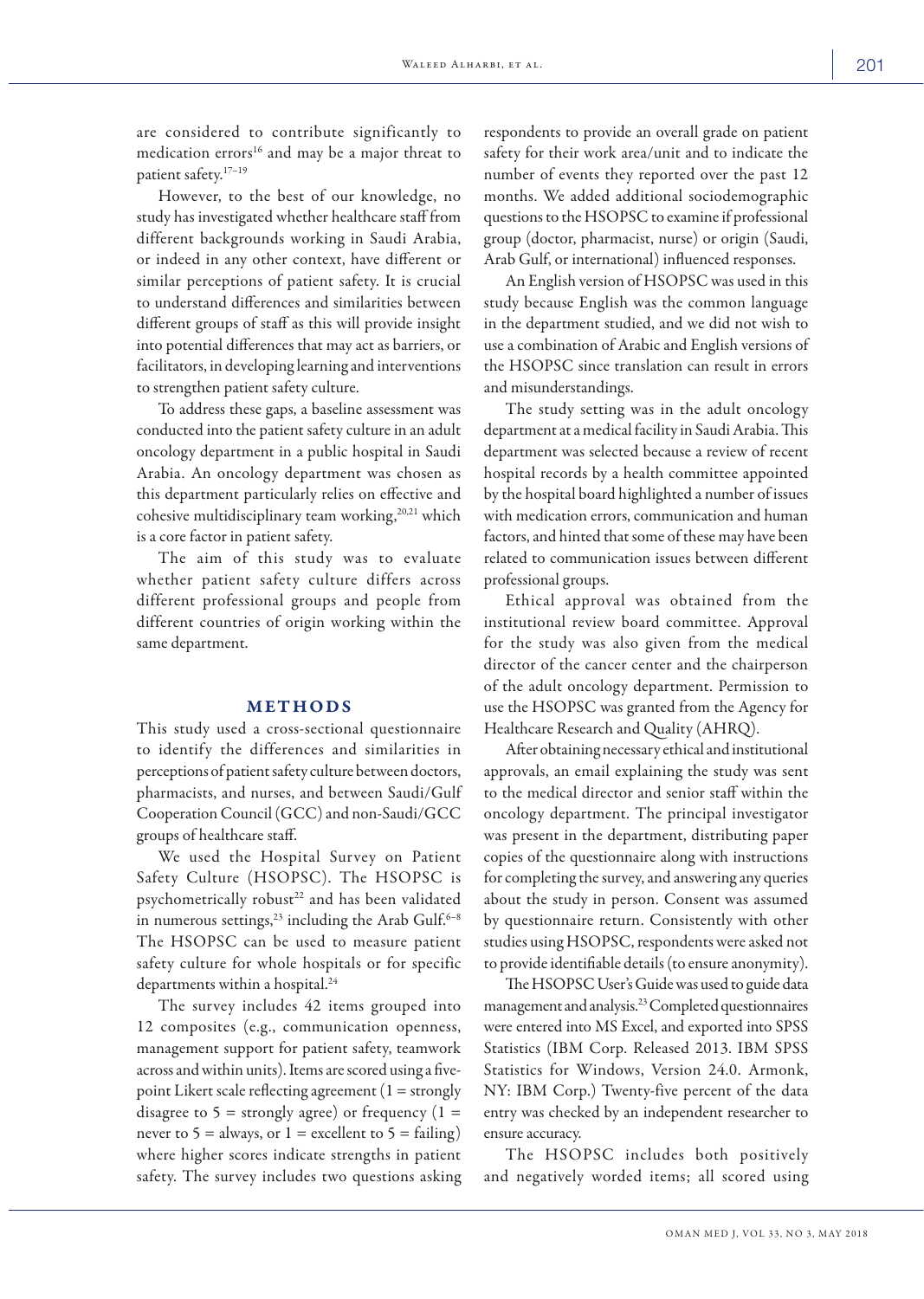are considered to contribute significantly to medication errors[16] and may be a major threat to patient safety.[17–19]

However, to the best of our knowledge, no study has investigated whether healthcare staff from different backgrounds working in Saudi Arabia, or indeed in any other context, have different or similar perceptions of patient safety. It is crucial to understand differences and similarities between different groups of staff as this will provide insight into potential differences that may act as barriers, or facilitators, in developing learning and interventions to strengthen patient safety culture.

To address these gaps, a baseline assessment was conducted into the patient safety culture in an adult oncology department in a public hospital in Saudi Arabia. An oncology department was chosen as this department particularly relies on effective and cohesive multidisciplinary team working,[20,21] which is a core factor in patient safety.

The aim of this study was to evaluate whether patient safety culture differs across different professional groups and people from different countries of origin working within the same department.

## METHODS

This study used a cross-sectional questionnaire to identify the differences and similarities in perceptions of patient safety culture between doctors, pharmacists, and nurses, and between Saudi/Gulf Cooperation Council (GCC) and non-Saudi/GCC groups of healthcare staff.

We used the Hospital Survey on Patient Safety Culture (HSOPSC). The HSOPSC is psychometrically robust[22] and has been validated in numerous settings,[23] including the Arab Gulf.[6–8] The HSOPSC can be used to measure patient safety culture for whole hospitals or for specific departments within a hospital.[24]

The survey includes 42 items grouped into 12 composites (e.g., communication openness, management support for patient safety, teamwork across and within units). Items are scored using a five-point Likert scale reflecting agreement (1 = strongly disagree to 5 = strongly agree) or frequency (1 = never to 5 = always, or 1 = excellent to 5 = failing) where higher scores indicate strengths in patient safety. The survey includes two questions asking respondents to provide an overall grade on patient safety for their work area/unit and to indicate the number of events they reported over the past 12 months. We added additional sociodemographic questions to the HSOPSC to examine if professional group (doctor, pharmacist, nurse) or origin (Saudi, Arab Gulf, or international) influenced responses.

An English version of HSOPSC was used in this study because English was the common language in the department studied, and we did not wish to use a combination of Arabic and English versions of the HSOPSC since translation can result in errors and misunderstandings.

The study setting was in the adult oncology department at a medical facility in Saudi Arabia. This department was selected because a review of recent hospital records by a health committee appointed by the hospital board highlighted a number of issues with medication errors, communication and human factors, and hinted that some of these may have been related to communication issues between different professional groups.

Ethical approval was obtained from the institutional review board committee. Approval for the study was also given from the medical director of the cancer center and the chairperson of the adult oncology department. Permission to use the HSOPSC was granted from the Agency for Healthcare Research and Quality (AHRQ).

After obtaining necessary ethical and institutional approvals, an email explaining the study was sent to the medical director and senior staff within the oncology department. The principal investigator was present in the department, distributing paper copies of the questionnaire along with instructions for completing the survey, and answering any queries about the study in person. Consent was assumed by questionnaire return. Consistently with other studies using HSOPSC, respondents were asked not to provide identifiable details (to ensure anonymity).

The HSOPSC User's Guide was used to guide data management and analysis.[23] Completed questionnaires were entered into MS Excel, and exported into SPSS Statistics (IBM Corp. Released 2013. IBM SPSS Statistics for Windows, Version 24.0. Armonk, NY: IBM Corp.) Twenty-five percent of the data entry was checked by an independent researcher to ensure accuracy.

The HSOPSC includes both positively and negatively worded items; all scored using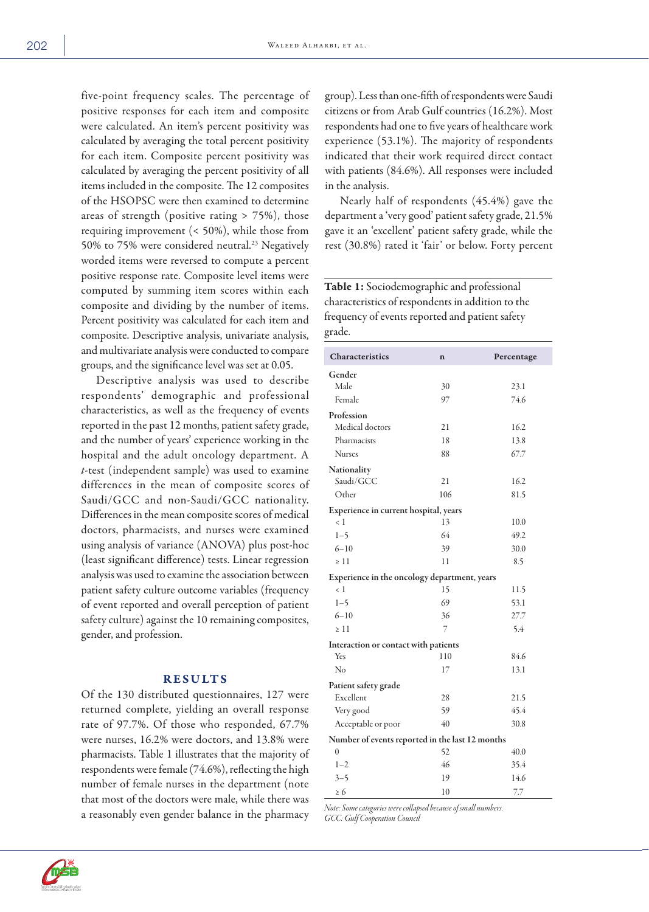five-point frequency scales. The percentage of positive responses for each item and composite were calculated. An item's percent positivity was calculated by averaging the total percent positivity for each item. Composite percent positivity was calculated by averaging the percent positivity of all items included in the composite. The 12 composites of the HSOPSC were then examined to determine areas of strength (positive rating > 75%), those requiring improvement (< 50%), while those from 50% to 75% were considered neutral.[23] Negatively worded items were reversed to compute a percent positive response rate. Composite level items were computed by summing item scores within each composite and dividing by the number of items. Percent positivity was calculated for each item and composite. Descriptive analysis, univariate analysis, and multivariate analysis were conducted to compare groups, and the significance level was set at 0.05.

Descriptive analysis was used to describe respondents' demographic and professional characteristics, as well as the frequency of events reported in the past 12 months, patient safety grade, and the number of years' experience working in the hospital and the adult oncology department. A *t*-test (independent sample) was used to examine differences in the mean of composite scores of Saudi/GCC and non-Saudi/GCC nationality. Differences in the mean composite scores of medical doctors, pharmacists, and nurses were examined using analysis of variance (ANOVA) plus post-hoc (least significant difference) tests. Linear regression analysis was used to examine the association between patient safety culture outcome variables (frequency of event reported and overall perception of patient safety culture) against the 10 remaining composites, gender, and profession.

## RESULTS

Of the 130 distributed questionnaires, 127 were returned complete, yielding an overall response rate of 97.7%. Of those who responded, 67.7% were nurses, 16.2% were doctors, and 13.8% were pharmacists. Table 1 illustrates that the majority of respondents were female (74.6%), reflecting the high number of female nurses in the department (note that most of the doctors were male, while there was a reasonably even gender balance in the pharmacy group). Less than one-fifth of respondents were Saudi citizens or from Arab Gulf countries (16.2%). Most respondents had one to five years of healthcare work experience (53.1%). The majority of respondents indicated that their work required direct contact with patients (84.6%). All responses were included in the analysis.

Nearly half of respondents (45.4%) gave the department a 'very good' patient safety grade, 21.5% gave it an 'excellent' patient safety grade, while the rest (30.8%) rated it 'fair' or below. Forty percent

**Table 1:** Sociodemographic and professional characteristics of respondents in addition to the frequency of events reported and patient safety grade.

| Characteristics | n | Percentage |
|---|---|---|
| **Gender** | | |
| Male | 30 | 23.1 |
| Female | 97 | 74.6 |
| **Profession** | | |
| Medical doctors | 21 | 16.2 |
| Pharmacists | 18 | 13.8 |
| Nurses | 88 | 67.7 |
| **Nationality** | | |
| Saudi/GCC | 21 | 16.2 |
| Other | 106 | 81.5 |
| **Experience in current hospital, years** | | |
| < 1 | 13 | 10.0 |
| 1–5 | 64 | 49.2 |
| 6–10 | 39 | 30.0 |
| ≥ 11 | 11 | 8.5 |
| **Experience in the oncology department, years** | | |
| < 1 | 15 | 11.5 |
| 1–5 | 69 | 53.1 |
| 6–10 | 36 | 27.7 |
| ≥ 11 | 7 | 5.4 |
| **Interaction or contact with patients** | | |
| Yes | 110 | 84.6 |
| No | 17 | 13.1 |
| **Patient safety grade** | | |
| Excellent | 28 | 21.5 |
| Very good | 59 | 45.4 |
| Acceptable or poor | 40 | 30.8 |
| **Number of events reported in the last 12 months** | | |
| 0 | 52 | 40.0 |
| 1–2 | 46 | 35.4 |
| 3–5 | 19 | 14.6 |
| ≥ 6 | 10 | 7.7 |

*Note: Some categories were collapsed because of small numbers. GCC: Gulf Cooperation Council*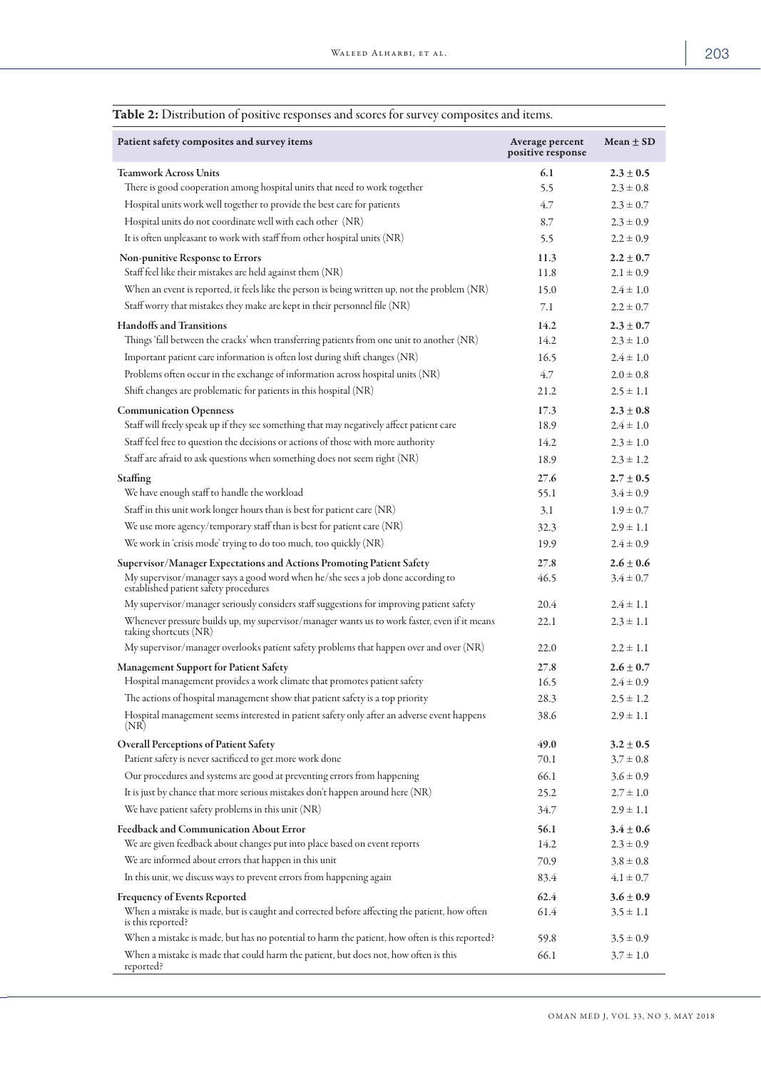**Table 2:** Distribution of positive responses and scores for survey composites and items.

| Patient safety composites and survey items | Average percent positive response | Mean ± SD |
|---|---|---|
| **Teamwork Across Units** | **6.1** | **2.3 ± 0.5** |
| There is good cooperation among hospital units that need to work together | 5.5 | 2.3 ± 0.8 |
| Hospital units work well together to provide the best care for patients | 4.7 | 2.3 ± 0.7 |
| Hospital units do not coordinate well with each other (NR) | 8.7 | 2.3 ± 0.9 |
| It is often unpleasant to work with staff from other hospital units (NR) | 5.5 | 2.2 ± 0.9 |
| **Non-punitive Response to Errors** | **11.3** | **2.2 ± 0.7** |
| Staff feel like their mistakes are held against them (NR) | 11.8 | 2.1 ± 0.9 |
| When an event is reported, it feels like the person is being written up, not the problem (NR) | 15.0 | 2.4 ± 1.0 |
| Staff worry that mistakes they make are kept in their personnel file (NR) | 7.1 | 2.2 ± 0.7 |
| **Handoffs and Transitions** | **14.2** | **2.3 ± 0.7** |
| Things 'fall between the cracks' when transferring patients from one unit to another (NR) | 14.2 | 2.3 ± 1.0 |
| Important patient care information is often lost during shift changes (NR) | 16.5 | 2.4 ± 1.0 |
| Problems often occur in the exchange of information across hospital units (NR) | 4.7 | 2.0 ± 0.8 |
| Shift changes are problematic for patients in this hospital (NR) | 21.2 | 2.5 ± 1.1 |
| **Communication Openness** | **17.3** | **2.3 ± 0.8** |
| Staff will freely speak up if they see something that may negatively affect patient care | 18.9 | 2.4 ± 1.0 |
| Staff feel free to question the decisions or actions of those with more authority | 14.2 | 2.3 ± 1.0 |
| Staff are afraid to ask questions when something does not seem right (NR) | 18.9 | 2.3 ± 1.2 |
| **Staffing** | **27.6** | **2.7 ± 0.5** |
| We have enough staff to handle the workload | 55.1 | 3.4 ± 0.9 |
| Staff in this unit work longer hours than is best for patient care (NR) | 3.1 | 1.9 ± 0.7 |
| We use more agency/temporary staff than is best for patient care (NR) | 32.3 | 2.9 ± 1.1 |
| We work in 'crisis mode' trying to do too much, too quickly (NR) | 19.9 | 2.4 ± 0.9 |
| **Supervisor/Manager Expectations and Actions Promoting Patient Safety** | **27.8** | **2.6 ± 0.6** |
| My supervisor/manager says a good word when he/she sees a job done according to established patient safety procedures | 46.5 | 3.4 ± 0.7 |
| My supervisor/manager seriously considers staff suggestions for improving patient safety | 20.4 | 2.4 ± 1.1 |
| Whenever pressure builds up, my supervisor/manager wants us to work faster, even if it means taking shortcuts (NR) | 22.1 | 2.3 ± 1.1 |
| My supervisor/manager overlooks patient safety problems that happen over and over (NR) | 22.0 | 2.2 ± 1.1 |
| **Management Support for Patient Safety** | **27.8** | **2.6 ± 0.7** |
| Hospital management provides a work climate that promotes patient safety | 16.5 | 2.4 ± 0.9 |
| The actions of hospital management show that patient safety is a top priority | 28.3 | 2.5 ± 1.2 |
| Hospital management seems interested in patient safety only after an adverse event happens (NR) | 38.6 | 2.9 ± 1.1 |
| **Overall Perceptions of Patient Safety** | **49.0** | **3.2 ± 0.5** |
| Patient safety is never sacrificed to get more work done | 70.1 | 3.7 ± 0.8 |
| Our procedures and systems are good at preventing errors from happening | 66.1 | 3.6 ± 0.9 |
| It is just by chance that more serious mistakes don't happen around here (NR) | 25.2 | 2.7 ± 1.0 |
| We have patient safety problems in this unit (NR) | 34.7 | 2.9 ± 1.1 |
| **Feedback and Communication About Error** | **56.1** | **3.4 ± 0.6** |
| We are given feedback about changes put into place based on event reports | 14.2 | 2.3 ± 0.9 |
| We are informed about errors that happen in this unit | 70.9 | 3.8 ± 0.8 |
| In this unit, we discuss ways to prevent errors from happening again | 83.4 | 4.1 ± 0.7 |
| **Frequency of Events Reported** | **62.4** | **3.6 ± 0.9** |
| When a mistake is made, but is caught and corrected before affecting the patient, how often is this reported? | 61.4 | 3.5 ± 1.1 |
| When a mistake is made, but has no potential to harm the patient, how often is this reported? | 59.8 | 3.5 ± 0.9 |
| When a mistake is made that could harm the patient, but does not, how often is this reported? | 66.1 | 3.7 ± 1.0 |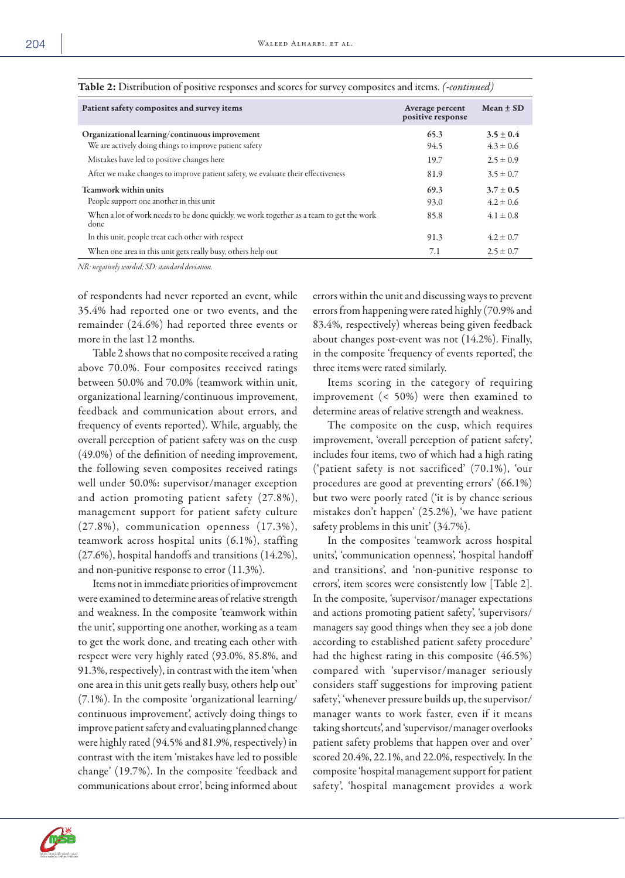**Table 2:** Distribution of positive responses and scores for survey composites and items. *(-continued)*

| Patient safety composites and survey items | Average percent positive response | Mean ± SD |
|---|---|---|
| **Organizational learning/continuous improvement** | **65.3** | **3.5 ± 0.4** |
| We are actively doing things to improve patient safety | 94.5 | 4.3 ± 0.6 |
| Mistakes have led to positive changes here | 19.7 | 2.5 ± 0.9 |
| After we make changes to improve patient safety, we evaluate their effectiveness | 81.9 | 3.5 ± 0.7 |
| **Teamwork within units** | **69.3** | **3.7 ± 0.5** |
| People support one another in this unit | 93.0 | 4.2 ± 0.6 |
| When a lot of work needs to be done quickly, we work together as a team to get the work done | 85.8 | 4.1 ± 0.8 |
| In this unit, people treat each other with respect | 91.3 | 4.2 ± 0.7 |
| When one area in this unit gets really busy, others help out | 7.1 | 2.5 ± 0.7 |

*NR: negatively worded; SD: standard deviation.*

of respondents had never reported an event, while 35.4% had reported one or two events, and the remainder (24.6%) had reported three events or more in the last 12 months.

Table 2 shows that no composite received a rating above 70.0%. Four composites received ratings between 50.0% and 70.0% (teamwork within unit, organizational learning/continuous improvement, feedback and communication about errors, and frequency of events reported). While, arguably, the overall perception of patient safety was on the cusp (49.0%) of the definition of needing improvement, the following seven composites received ratings well under 50.0%: supervisor/manager exception and action promoting patient safety (27.8%), management support for patient safety culture (27.8%), communication openness (17.3%), teamwork across hospital units (6.1%), staffing (27.6%), hospital handoffs and transitions (14.2%), and non-punitive response to error (11.3%).

Items not in immediate priorities of improvement were examined to determine areas of relative strength and weakness. In the composite 'teamwork within the unit', supporting one another, working as a team to get the work done, and treating each other with respect were very highly rated (93.0%, 85.8%, and 91.3%, respectively), in contrast with the item 'when one area in this unit gets really busy, others help out' (7.1%). In the composite 'organizational learning/continuous improvement', actively doing things to improve patient safety and evaluating planned change were highly rated (94.5% and 81.9%, respectively) in contrast with the item 'mistakes have led to possible change' (19.7%). In the composite 'feedback and communications about error', being informed about errors within the unit and discussing ways to prevent errors from happening were rated highly (70.9% and 83.4%, respectively) whereas being given feedback about changes post-event was not (14.2%). Finally, in the composite 'frequency of events reported', the three items were rated similarly.

Items scoring in the category of requiring improvement (< 50%) were then examined to determine areas of relative strength and weakness.

The composite on the cusp, which requires improvement, 'overall perception of patient safety', includes four items, two of which had a high rating ('patient safety is not sacrificed' (70.1%), 'our procedures are good at preventing errors' (66.1%) but two were poorly rated ('it is by chance serious mistakes don't happen' (25.2%), 'we have patient safety problems in this unit' (34.7%).

In the composites 'teamwork across hospital units', 'communication openness', 'hospital handoff and transitions', and 'non-punitive response to errors', item scores were consistently low [Table 2]. In the composite, 'supervisor/manager expectations and actions promoting patient safety', 'supervisors/managers say good things when they see a job done according to established patient safety procedure' had the highest rating in this composite (46.5%) compared with 'supervisor/manager seriously considers staff suggestions for improving patient safety', 'whenever pressure builds up, the supervisor/manager wants to work faster, even if it means taking shortcuts', and 'supervisor/manager overlooks patient safety problems that happen over and over' scored 20.4%, 22.1%, and 22.0%, respectively. In the composite 'hospital management support for patient safety', 'hospital management provides a work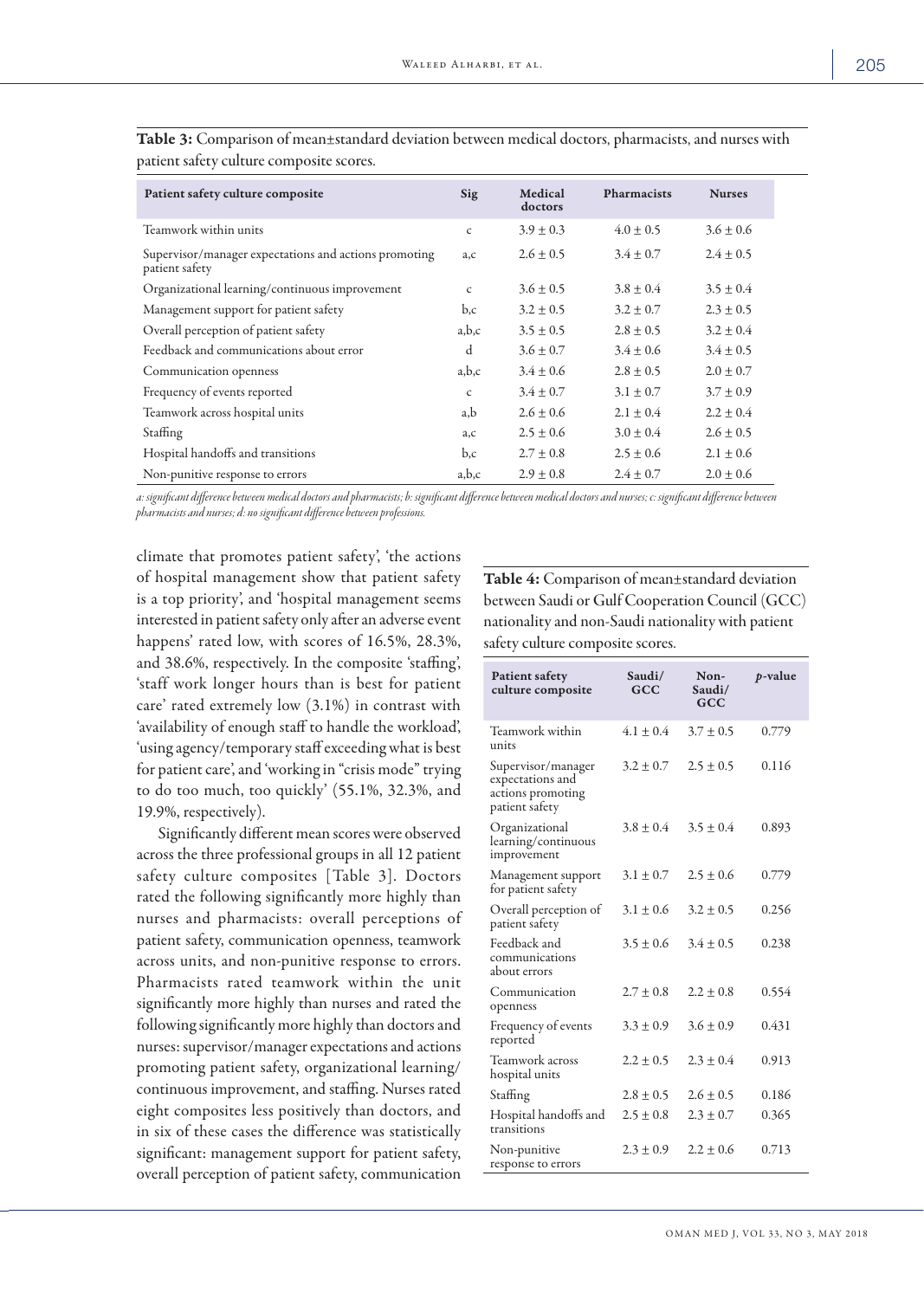**Table 3:** Comparison of mean±standard deviation between medical doctors, pharmacists, and nurses with patient safety culture composite scores.

| Patient safety culture composite | Sig | Medical doctors | Pharmacists | Nurses |
|---|---|---|---|---|
| Teamwork within units | c | 3.9 ± 0.3 | 4.0 ± 0.5 | 3.6 ± 0.6 |
| Supervisor/manager expectations and actions promoting patient safety | a,c | 2.6 ± 0.5 | 3.4 ± 0.7 | 2.4 ± 0.5 |
| Organizational learning/continuous improvement | c | 3.6 ± 0.5 | 3.8 ± 0.4 | 3.5 ± 0.4 |
| Management support for patient safety | b,c | 3.2 ± 0.5 | 3.2 ± 0.7 | 2.3 ± 0.5 |
| Overall perception of patient safety | a,b,c | 3.5 ± 0.5 | 2.8 ± 0.5 | 3.2 ± 0.4 |
| Feedback and communications about error | d | 3.6 ± 0.7 | 3.4 ± 0.6 | 3.4 ± 0.5 |
| Communication openness | a,b,c | 3.4 ± 0.6 | 2.8 ± 0.5 | 2.0 ± 0.7 |
| Frequency of events reported | c | 3.4 ± 0.7 | 3.1 ± 0.7 | 3.7 ± 0.9 |
| Teamwork across hospital units | a,b | 2.6 ± 0.6 | 2.1 ± 0.4 | 2.2 ± 0.4 |
| Staffing | a,c | 2.5 ± 0.6 | 3.0 ± 0.4 | 2.6 ± 0.5 |
| Hospital handoffs and transitions | b,c | 2.7 ± 0.8 | 2.5 ± 0.6 | 2.1 ± 0.6 |
| Non-punitive response to errors | a,b,c | 2.9 ± 0.8 | 2.4 ± 0.7 | 2.0 ± 0.6 |

*a: significant difference between medical doctors and pharmacists; b: significant difference between medical doctors and nurses; c: significant difference between pharmacists and nurses; d: no significant difference between professions.*

climate that promotes patient safety', 'the actions of hospital management show that patient safety is a top priority', and 'hospital management seems interested in patient safety only after an adverse event happens' rated low, with scores of 16.5%, 28.3%, and 38.6%, respectively. In the composite 'staffing', 'staff work longer hours than is best for patient care' rated extremely low (3.1%) in contrast with 'availability of enough staff to handle the workload', 'using agency/temporary staff exceeding what is best for patient care', and 'working in "crisis mode" trying to do too much, too quickly' (55.1%, 32.3%, and 19.9%, respectively).

Significantly different mean scores were observed across the three professional groups in all 12 patient safety culture composites [Table 3]. Doctors rated the following significantly more highly than nurses and pharmacists: overall perceptions of patient safety, communication openness, teamwork across units, and non-punitive response to errors. Pharmacists rated teamwork within the unit significantly more highly than nurses and rated the following significantly more highly than doctors and nurses: supervisor/manager expectations and actions promoting patient safety, organizational learning/continuous improvement, and staffing. Nurses rated eight composites less positively than doctors, and in six of these cases the difference was statistically significant: management support for patient safety, overall perception of patient safety, communication

**Table 4:** Comparison of mean±standard deviation between Saudi or Gulf Cooperation Council (GCC) nationality and non-Saudi nationality with patient safety culture composite scores.

| Patient safety culture composite | Saudi/ GCC | Non-Saudi/ GCC | *p*-value |
|---|---|---|---|
| Teamwork within units | 4.1 ± 0.4 | 3.7 ± 0.5 | 0.779 |
| Supervisor/manager expectations and actions promoting patient safety | 3.2 ± 0.7 | 2.5 ± 0.5 | 0.116 |
| Organizational learning/continuous improvement | 3.8 ± 0.4 | 3.5 ± 0.4 | 0.893 |
| Management support for patient safety | 3.1 ± 0.7 | 2.5 ± 0.6 | 0.779 |
| Overall perception of patient safety | 3.1 ± 0.6 | 3.2 ± 0.5 | 0.256 |
| Feedback and communications about errors | 3.5 ± 0.6 | 3.4 ± 0.5 | 0.238 |
| Communication openness | 2.7 ± 0.8 | 2.2 ± 0.8 | 0.554 |
| Frequency of events reported | 3.3 ± 0.9 | 3.6 ± 0.9 | 0.431 |
| Teamwork across hospital units | 2.2 ± 0.5 | 2.3 ± 0.4 | 0.913 |
| Staffing | 2.8 ± 0.5 | 2.6 ± 0.5 | 0.186 |
| Hospital handoffs and transitions | 2.5 ± 0.8 | 2.3 ± 0.7 | 0.365 |
| Non-punitive response to errors | 2.3 ± 0.9 | 2.2 ± 0.6 | 0.713 |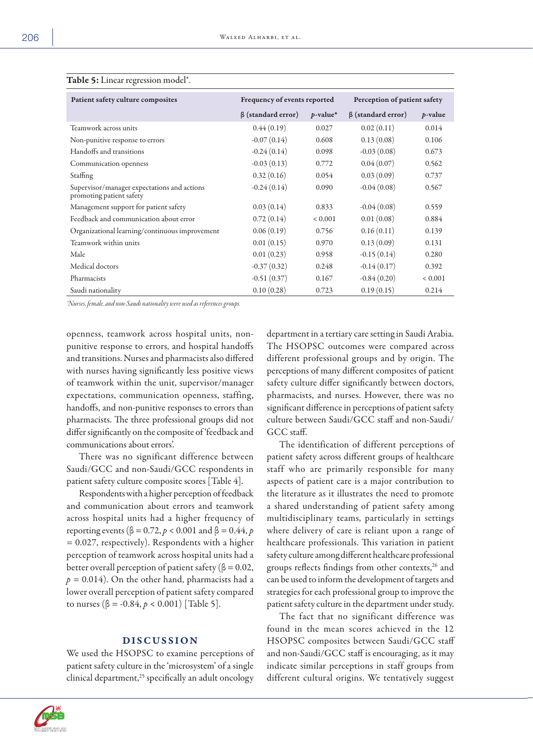Table 5: Linear regression model*.

| Patient safety culture composites | Frequency of events reported | | Perception of patient safety | |
|---|---|---|---|---|
| | β (standard error) | $p$-value* | β (standard error) | $p$-value |
| Teamwork across units | 0.44 (0.19) | 0.027 | 0.02 (0.11) | 0.014 |
| Non-punitive response to errors | -0.07 (0.14) | 0.608 | 0.13 (0.08) | 0.106 |
| Handoffs and transitions | -0.24 (0.14) | 0.098 | -0.03 (0.08) | 0.673 |
| Communication openness | -0.03 (0.13) | 0.772 | 0.04 (0.07) | 0.562 |
| Staffing | 0.32 (0.16) | 0.054 | 0.03 (0.09) | 0.737 |
| Supervisor/manager expectations and actions promoting patient safety | -0.24 (0.14) | 0.090 | -0.04 (0.08) | 0.567 |
| Management support for patient safety | 0.03 (0.14) | 0.833 | -0.04 (0.08) | 0.559 |
| Feedback and communication about error | 0.72 (0.14) | < 0.001 | 0.01 (0.08) | 0.884 |
| Organizational learning/continuous improvement | 0.06 (0.19) | 0.756 | 0.16 (0.11) | 0.139 |
| Teamwork within units | 0.01 (0.15) | 0.970 | 0.13 (0.09) | 0.131 |
| Male | 0.01 (0.23) | 0.958 | -0.15 (0.14) | 0.280 |
| Medical doctors | -0.37 (0.32) | 0.248 | -0.14 (0.17) | 0.392 |
| Pharmacists | -0.51 (0.37) | 0.167 | -0.84 (0.20) | < 0.001 |
| Saudi nationality | 0.10 (0.28) | 0.723 | 0.19 (0.15) | 0.214 |

*Nurses, female, and non-Saudi nationality were used as references groups.*

openness, teamwork across hospital units, non-punitive response to errors, and hospital handoffs and transitions. Nurses and pharmacists also differed with nurses having significantly less positive views of teamwork within the unit, supervisor/manager expectations, communication openness, staffing, handoffs, and non-punitive responses to errors than pharmacists. The three professional groups did not differ significantly on the composite of 'feedback and communications about errors'.

There was no significant difference between Saudi/GCC and non-Saudi/GCC respondents in patient safety culture composite scores [Table 4].

Respondents with a higher perception of feedback and communication about errors and teamwork across hospital units had a higher frequency of reporting events (β = 0.72, $p < 0.001$ and β = 0.44, $p = 0.027$, respectively). Respondents with a higher perception of teamwork across hospital units had a better overall perception of patient safety (β = 0.02, $p = 0.014$). On the other hand, pharmacists had a lower overall perception of patient safety compared to nurses (β = -0.84, $p < 0.001$) [Table 5].

## DISCUSSION

We used the HSOPSC to examine perceptions of patient safety culture in the 'microsystem' of a single clinical department,[25] specifically an adult oncology department in a tertiary care setting in Saudi Arabia. The HSOPSC outcomes were compared across different professional groups and by origin. The perceptions of many different composites of patient safety culture differ significantly between doctors, pharmacists, and nurses. However, there was no significant difference in perceptions of patient safety culture between Saudi/GCC staff and non-Saudi/GCC staff.

The identification of different perceptions of patient safety across different groups of healthcare staff who are primarily responsible for many aspects of patient care is a major contribution to the literature as it illustrates the need to promote a shared understanding of patient safety among multidisciplinary teams, particularly in settings where delivery of care is reliant upon a range of healthcare professionals. This variation in patient safety culture among different healthcare professional groups reflects findings from other contexts,[26] and can be used to inform the development of targets and strategies for each professional group to improve the patient safety culture in the department under study.

The fact that no significant difference was found in the mean scores achieved in the 12 HSOPSC composites between Saudi/GCC staff and non-Saudi/GCC staff is encouraging, as it may indicate similar perceptions in staff groups from different cultural origins. We tentatively suggest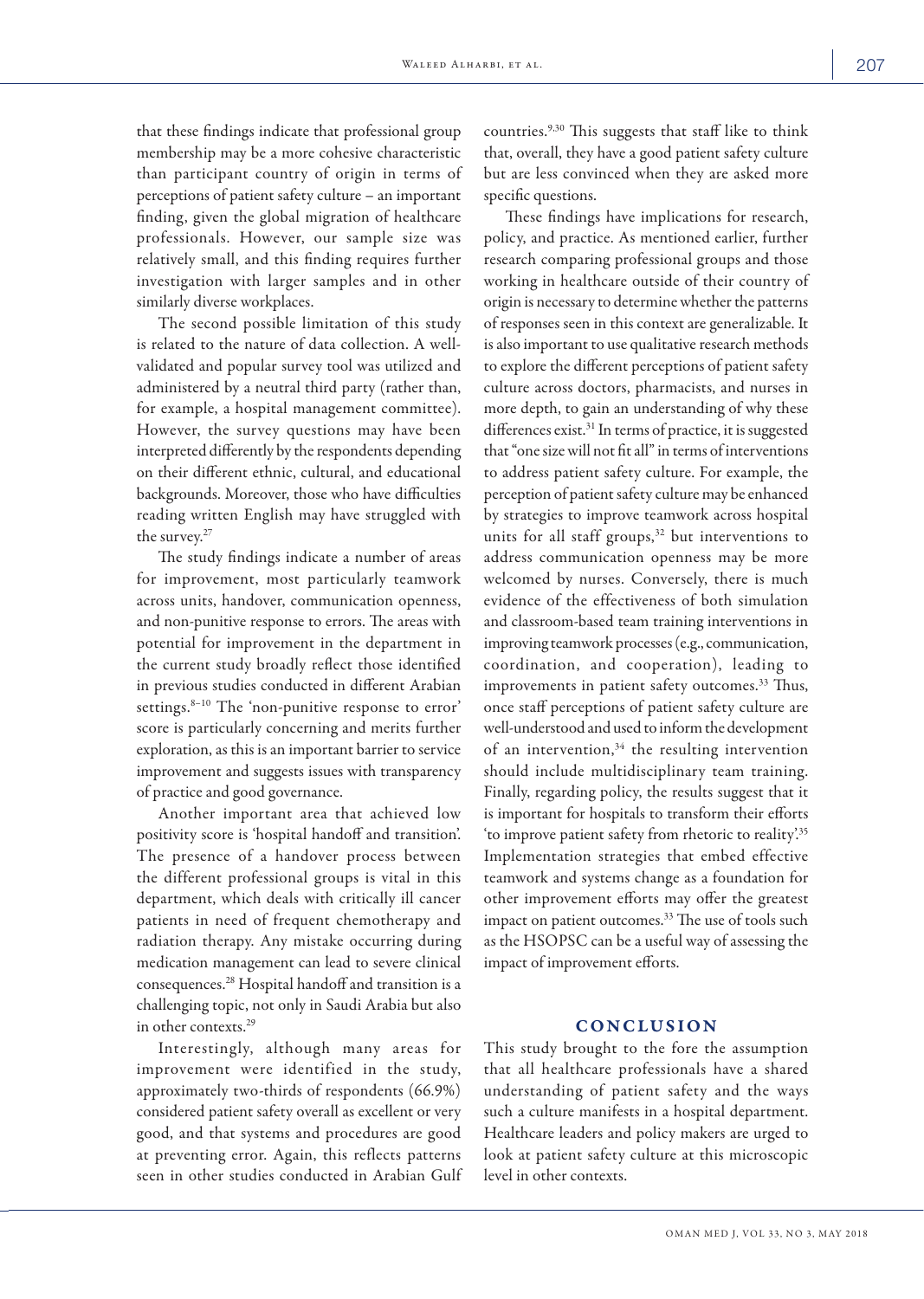that these findings indicate that professional group membership may be a more cohesive characteristic than participant country of origin in terms of perceptions of patient safety culture – an important finding, given the global migration of healthcare professionals. However, our sample size was relatively small, and this finding requires further investigation with larger samples and in other similarly diverse workplaces.

The second possible limitation of this study is related to the nature of data collection. A well-validated and popular survey tool was utilized and administered by a neutral third party (rather than, for example, a hospital management committee). However, the survey questions may have been interpreted differently by the respondents depending on their different ethnic, cultural, and educational backgrounds. Moreover, those who have difficulties reading written English may have struggled with the survey.[27]

The study findings indicate a number of areas for improvement, most particularly teamwork across units, handover, communication openness, and non-punitive response to errors. The areas with potential for improvement in the department in the current study broadly reflect those identified in previous studies conducted in different Arabian settings.[8–10] The 'non-punitive response to error' score is particularly concerning and merits further exploration, as this is an important barrier to service improvement and suggests issues with transparency of practice and good governance.

Another important area that achieved low positivity score is 'hospital handoff and transition'. The presence of a handover process between the different professional groups is vital in this department, which deals with critically ill cancer patients in need of frequent chemotherapy and radiation therapy. Any mistake occurring during medication management can lead to severe clinical consequences.[28] Hospital handoff and transition is a challenging topic, not only in Saudi Arabia but also in other contexts.[29]

Interestingly, although many areas for improvement were identified in the study, approximately two-thirds of respondents (66.9%) considered patient safety overall as excellent or very good, and that systems and procedures are good at preventing error. Again, this reflects patterns seen in other studies conducted in Arabian Gulf countries.[9,30] This suggests that staff like to think that, overall, they have a good patient safety culture but are less convinced when they are asked more specific questions.

These findings have implications for research, policy, and practice. As mentioned earlier, further research comparing professional groups and those working in healthcare outside of their country of origin is necessary to determine whether the patterns of responses seen in this context are generalizable. It is also important to use qualitative research methods to explore the different perceptions of patient safety culture across doctors, pharmacists, and nurses in more depth, to gain an understanding of why these differences exist.[31] In terms of practice, it is suggested that "one size will not fit all" in terms of interventions to address patient safety culture. For example, the perception of patient safety culture may be enhanced by strategies to improve teamwork across hospital units for all staff groups,[32] but interventions to address communication openness may be more welcomed by nurses. Conversely, there is much evidence of the effectiveness of both simulation and classroom-based team training interventions in improving teamwork processes (e.g., communication, coordination, and cooperation), leading to improvements in patient safety outcomes.[33] Thus, once staff perceptions of patient safety culture are well-understood and used to inform the development of an intervention,[34] the resulting intervention should include multidisciplinary team training. Finally, regarding policy, the results suggest that it is important for hospitals to transform their efforts 'to improve patient safety from rhetoric to reality'.[35] Implementation strategies that embed effective teamwork and systems change as a foundation for other improvement efforts may offer the greatest impact on patient outcomes.[33] The use of tools such as the HSOPSC can be a useful way of assessing the impact of improvement efforts.

## CONCLUSION

This study brought to the fore the assumption that all healthcare professionals have a shared understanding of patient safety and the ways such a culture manifests in a hospital department. Healthcare leaders and policy makers are urged to look at patient safety culture at this microscopic level in other contexts.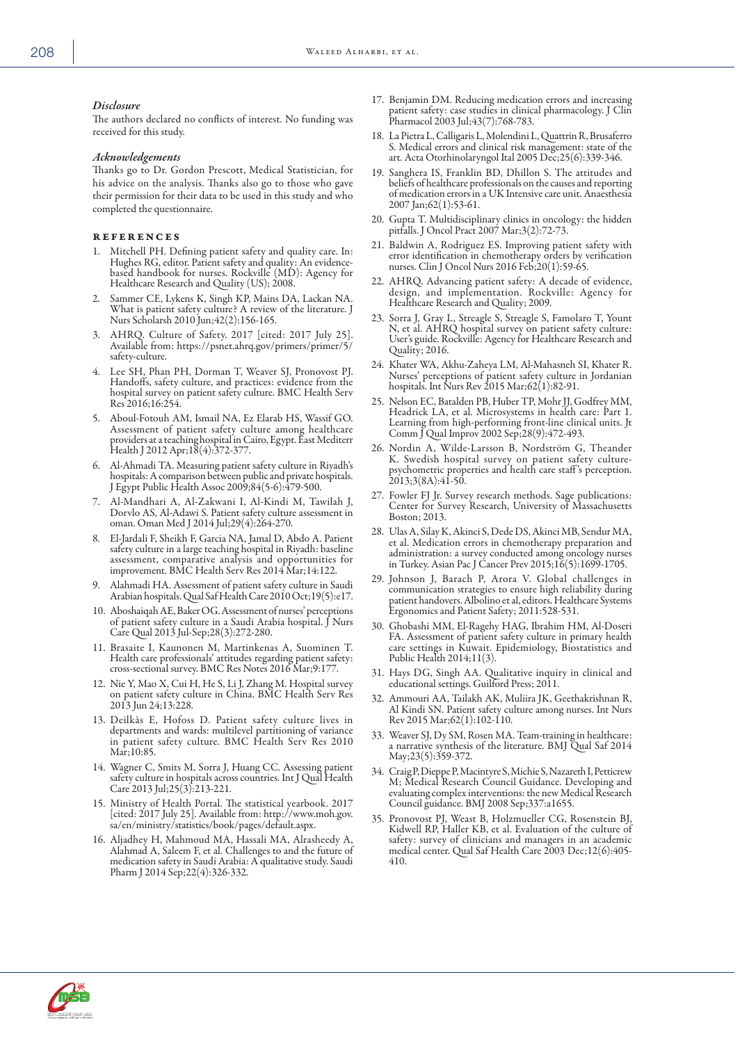### *Disclosure*

The authors declared no conflicts of interest. No funding was received for this study.

### *Acknowledgements*

Thanks go to Dr. Gordon Prescott, Medical Statistician, for his advice on the analysis. Thanks also go to those who gave their permission for their data to be used in this study and who completed the questionnaire.

## References

1. Mitchell PH. Defining patient safety and quality care. In: Hughes RG, editor. Patient safety and quality: An evidence-based handbook for nurses. Rockville (MD): Agency for Healthcare Research and Quality (US); 2008.
2. Sammer CE, Lykens K, Singh KP, Mains DA, Lackan NA. What is patient safety culture? A review of the literature. J Nurs Scholarsh 2010 Jun;42(2):156-165.
3. AHRQ. Culture of Safety. 2017 [cited: 2017 July 25]. Available from: https://psnet.ahrq.gov/primers/primer/5/safety-culture.
4. Lee SH, Phan PH, Dorman T, Weaver SJ, Pronovost PJ. Handoffs, safety culture, and practices: evidence from the hospital survey on patient safety culture. BMC Health Serv Res 2016;16:254.
5. Aboul-Fotouh AM, Ismail NA, Ez Elarab HS, Wassif GO. Assessment of patient safety culture among healthcare providers at a teaching hospital in Cairo, Egypt. East Mediterr Health J 2012 Apr;18(4):372-377.
6. Al-Ahmadi TA. Measuring patient safety culture in Riyadh's hospitals: A comparison between public and private hospitals. J Egypt Public Health Assoc 2009;84(5-6):479-500.
7. Al-Mandhari A, Al-Zakwani I, Al-Kindi M, Tawilah J, Dorvlo AS, Al-Adawi S. Patient safety culture assessment in oman. Oman Med J 2014 Jul;29(4):264-270.
8. El-Jardali F, Sheikh F, Garcia NA, Jamal D, Abdo A. Patient safety culture in a large teaching hospital in Riyadh: baseline assessment, comparative analysis and opportunities for improvement. BMC Health Serv Res 2014 Mar;14:122.
9. Alahmadi HA. Assessment of patient safety culture in Saudi Arabian hospitals. Qual Saf Health Care 2010 Oct;19(5):e17.
10. Aboshaiqah AE, Baker OG. Assessment of nurses' perceptions of patient safety culture in a Saudi Arabia hospital. J Nurs Care Qual 2013 Jul-Sep;28(3):272-280.
11. Brasaite I, Kaunonen M, Martinkenas A, Suominen T. Health care professionals' attitudes regarding patient safety: cross-sectional survey. BMC Res Notes 2016 Mar;9:177.
12. Nie Y, Mao X, Cui H, He S, Li J, Zhang M. Hospital survey on patient safety culture in China. BMC Health Serv Res 2013 Jun 24;13:228.
13. Deilkås E, Hofoss D. Patient safety culture lives in departments and wards: multilevel partitioning of variance in patient safety culture. BMC Health Serv Res 2010 Mar;10:85.
14. Wagner C, Smits M, Sorra J, Huang CC. Assessing patient safety culture in hospitals across countries. Int J Qual Health Care 2013 Jul;25(3):213-221.
15. Ministry of Health Portal. The statistical yearbook. 2017 [cited: 2017 July 25]. Available from: http://www.moh.gov.sa/en/ministry/statistics/book/pages/default.aspx.
16. Aljadhey H, Mahmoud MA, Hassali MA, Alrasheedy A, Alahmad A, Saleem F, et al. Challenges to and the future of medication safety in Saudi Arabia: A qualitative study. Saudi Pharm J 2014 Sep;22(4):326-332.
17. Benjamin DM. Reducing medication errors and increasing patient safety: case studies in clinical pharmacology. J Clin Pharmacol 2003 Jul;43(7):768-783.
18. La Pietra L, Calligaris L, Molendini L, Quattrin R, Brusaferro S. Medical errors and clinical risk management: state of the art. Acta Otorhinolaryngol Ital 2005 Dec;25(6):339-346.
19. Sanghera IS, Franklin BD, Dhillon S. The attitudes and beliefs of healthcare professionals on the causes and reporting of medication errors in a UK Intensive care unit. Anaesthesia 2007 Jan;62(1):53-61.
20. Gupta T. Multidisciplinary clinics in oncology: the hidden pitfalls. J Oncol Pract 2007 Mar;3(2):72-73.
21. Baldwin A, Rodriguez ES. Improving patient safety with error identification in chemotherapy orders by verification nurses. Clin J Oncol Nurs 2016 Feb;20(1):59-65.
22. AHRQ. Advancing patient safety: A decade of evidence, design, and implementation. Rockville: Agency for Healthcare Research and Quality; 2009.
23. Sorra J, Gray L, Streagle S, Streagle S, Famolaro T, Yount N, et al. AHRQ hospital survey on patient safety culture: User's guide. Rockville: Agency for Healthcare Research and Quality; 2016.
24. Khater WA, Akhu-Zaheya LM, Al-Mahasneh SI, Khater R. Nurses' perceptions of patient safety culture in Jordanian hospitals. Int Nurs Rev 2015 Mar;62(1):82-91.
25. Nelson EC, Batalden PB, Huber TP, Mohr JJ, Godfrey MM, Headrick LA, et al. Microsystems in health care: Part 1. Learning from high-performing front-line clinical units. Jt Comm J Qual Improv 2002 Sep;28(9):472-493.
26. Nordin A, Wilde-Larsson B, Nordström G, Theander K. Swedish hospital survey on patient safety culture-psychometric properties and health care staff's perception. 2013;3(8A):41-50.
27. Fowler FJ Jr. Survey research methods. Sage publications: Center for Survey Research, University of Massachusetts Boston; 2013.
28. Ulas A, Silay K, Akinci S, Dede DS, Akinci MB, Sendur MA, et al. Medication errors in chemotherapy preparation and administration: a survey conducted among oncology nurses in Turkey. Asian Pac J Cancer Prev 2015;16(5):1699-1705.
29. Johnson J, Barach P, Arora V. Global challenges in communication strategies to ensure high reliability during patient handovers. Albolino et al, editors. Healthcare Systems Ergonomics and Patient Safety; 2011:528-531.
30. Ghobashi MM, El-Ragehy HAG, Ibrahim HM, Al-Doseri FA. Assessment of patient safety culture in primary health care settings in Kuwait. Epidemiology, Biostatistics and Public Health 2014;11(3).
31. Hays DG, Singh AA. Qualitative inquiry in clinical and educational settings. Guilford Press; 2011.
32. Ammouri AA, Tailakh AK, Muliira JK, Geethakrishnan R, Al Kindi SN. Patient safety culture among nurses. Int Nurs Rev 2015 Mar;62(1):102-110.
33. Weaver SJ, Dy SM, Rosen MA. Team-training in healthcare: a narrative synthesis of the literature. BMJ Qual Saf 2014 May;23(5):359-372.
34. Craig P, Dieppe P, Macintyre S, Michie S, Nazareth I, Petticrew M; Medical Research Council Guidance. Developing and evaluating complex interventions: the new Medical Research Council guidance. BMJ 2008 Sep;337:a1655.
35. Pronovost PJ, Weast B, Holzmueller CG, Rosenstein BJ, Kidwell RP, Haller KB, et al. Evaluation of the culture of safety: survey of clinicians and managers in an academic medical center. Qual Saf Health Care 2003 Dec;12(6):405-410.